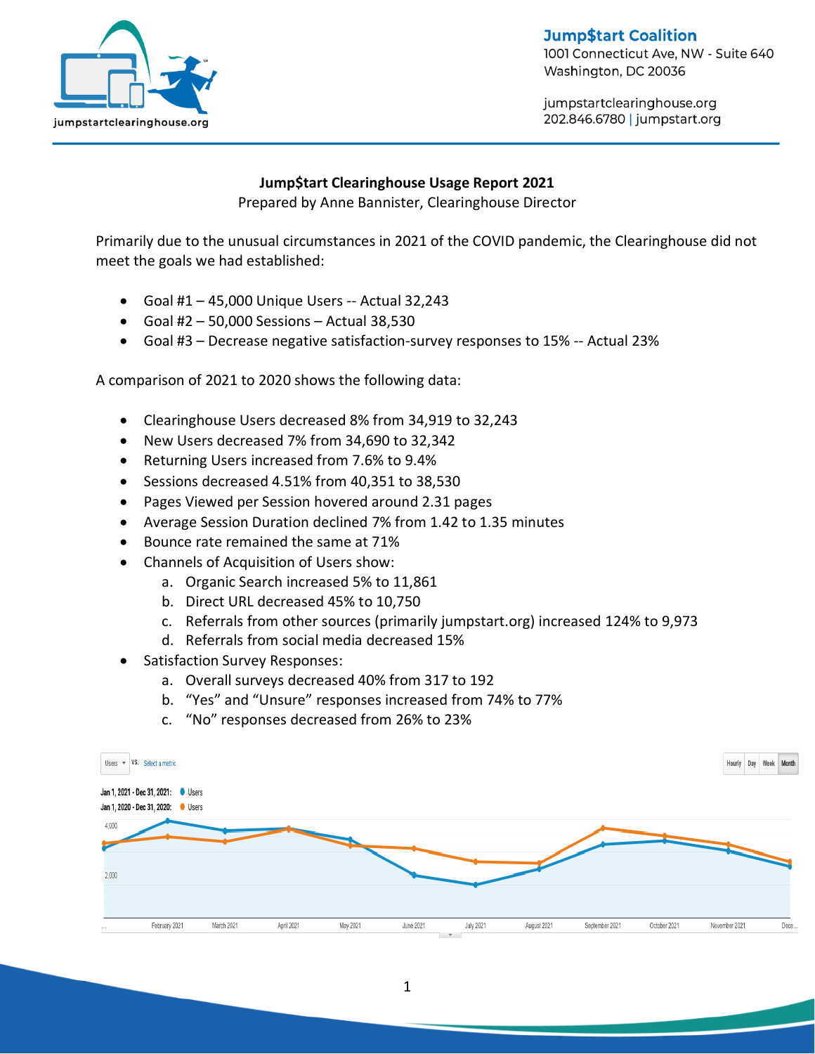**Jump$tart Coalition**
1001 Connecticut Ave, NW - Suite 640
Washington, DC 20036

jumpstartclearinghouse.org
202.846.6780 | jumpstart.org

## Jump$tart Clearinghouse Usage Report 2021

Prepared by Anne Bannister, Clearinghouse Director

Primarily due to the unusual circumstances in 2021 of the COVID pandemic, the Clearinghouse did not meet the goals we had established:

- Goal #1 – 45,000 Unique Users -- Actual 32,243
- Goal #2 – 50,000 Sessions – Actual 38,530
- Goal #3 – Decrease negative satisfaction-survey responses to 15% -- Actual 23%

A comparison of 2021 to 2020 shows the following data:

- Clearinghouse Users decreased 8% from 34,919 to 32,243
- New Users decreased 7% from 34,690 to 32,342
- Returning Users increased from 7.6% to 9.4%
- Sessions decreased 4.51% from 40,351 to 38,530
- Pages Viewed per Session hovered around 2.31 pages
- Average Session Duration declined 7% from 1.42 to 1.35 minutes
- Bounce rate remained the same at 71%
- Channels of Acquisition of Users show:
  a. Organic Search increased 5% to 11,861
  b. Direct URL decreased 45% to 10,750
  c. Referrals from other sources (primarily jumpstart.org) increased 124% to 9,973
  d. Referrals from social media decreased 15%
- Satisfaction Survey Responses:
  a. Overall surveys decreased 40% from 317 to 192
  b. "Yes" and "Unsure" responses increased from 74% to 77%
  c. "No" responses decreased from 26% to 23%

Users vs. Select a metric

Jan 1, 2021 - Dec 31, 2021: Users
Jan 1, 2020 - Dec 31, 2020: Users

Hourly | Day | Week | Month

4,000
2,000

February 2021, March 2021, April 2021, May 2021, June 2021, July 2021, August 2021, September 2021, October 2021, November 2021, Dece...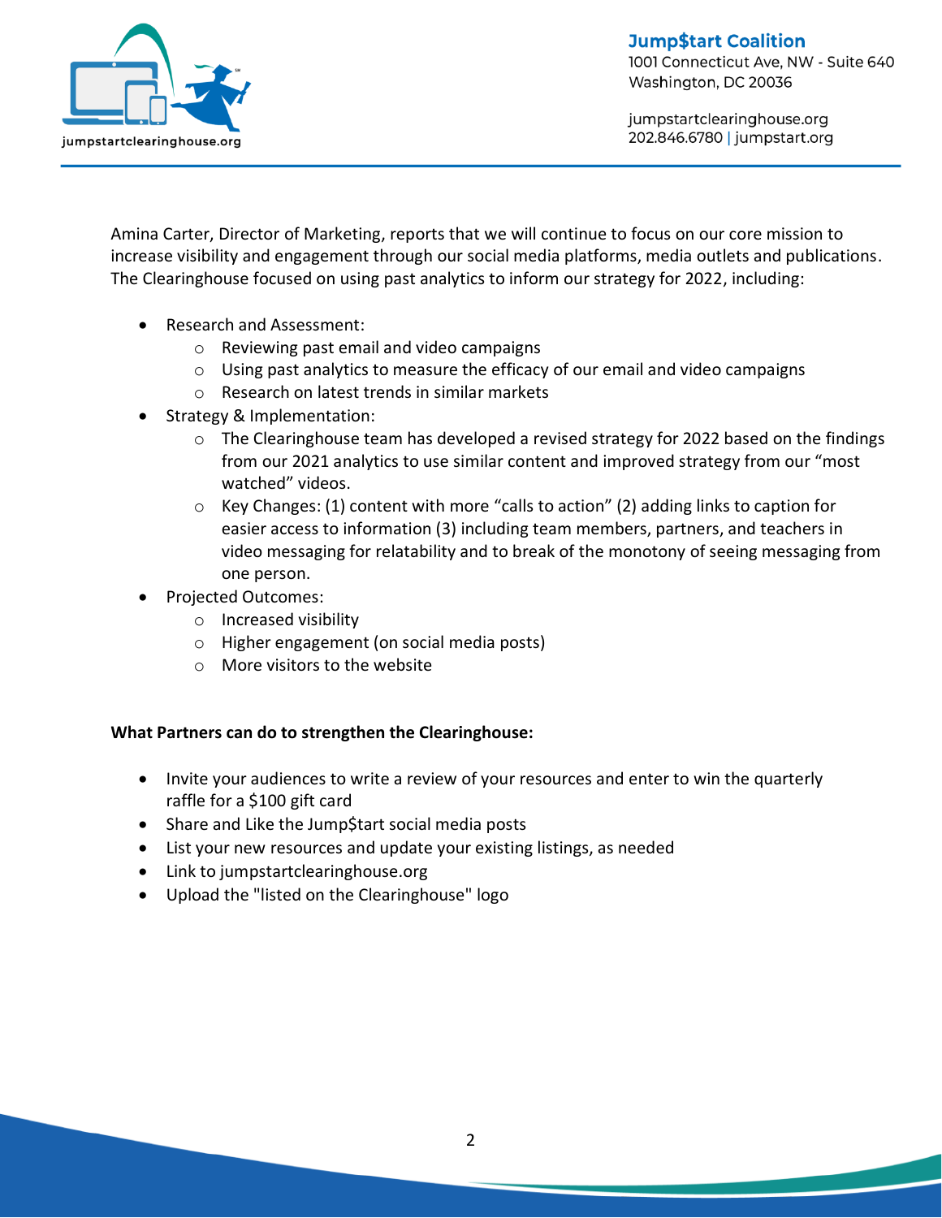Amina Carter, Director of Marketing, reports that we will continue to focus on our core mission to increase visibility and engagement through our social media platforms, media outlets and publications. The Clearinghouse focused on using past analytics to inform our strategy for 2022, including:

- Research and Assessment:
  - Reviewing past email and video campaigns
  - Using past analytics to measure the efficacy of our email and video campaigns
  - Research on latest trends in similar markets
- Strategy & Implementation:
  - The Clearinghouse team has developed a revised strategy for 2022 based on the findings from our 2021 analytics to use similar content and improved strategy from our "most watched" videos.
  - Key Changes: (1) content with more "calls to action" (2) adding links to caption for easier access to information (3) including team members, partners, and teachers in video messaging for relatability and to break of the monotony of seeing messaging from one person.
- Projected Outcomes:
  - Increased visibility
  - Higher engagement (on social media posts)
  - More visitors to the website

**What Partners can do to strengthen the Clearinghouse:**

- Invite your audiences to write a review of your resources and enter to win the quarterly raffle for a $100 gift card
- Share and Like the Jump$tart social media posts
- List your new resources and update your existing listings, as needed
- Link to jumpstartclearinghouse.org
- Upload the "listed on the Clearinghouse" logo